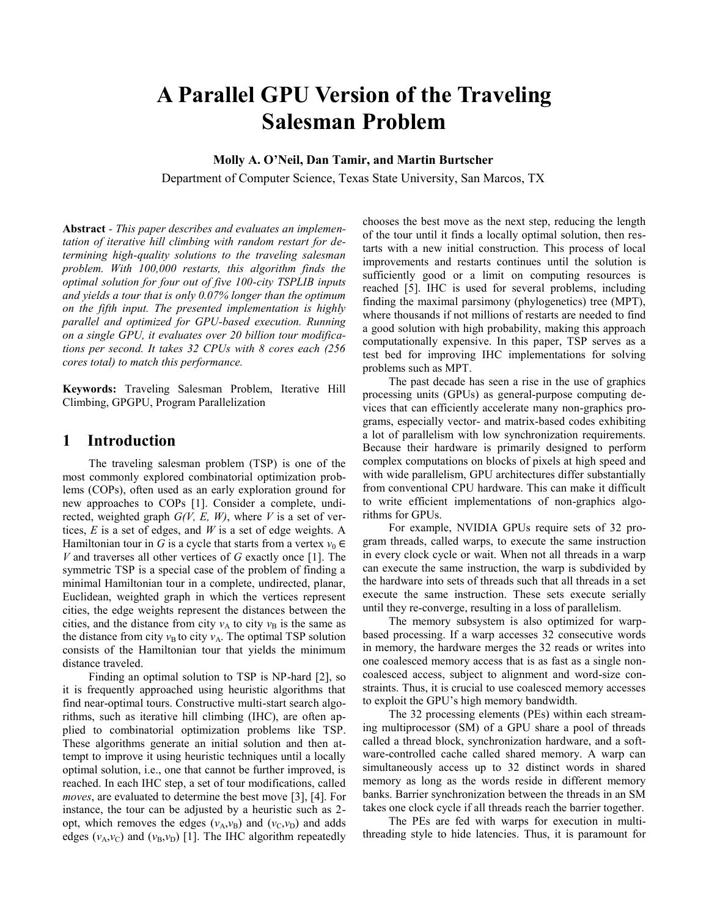# A Parallel GPU Version of the Traveling Salesman Problem

**Molly A. O'Neil, Dan Tamir, and Martin Burtscher**

Department of Computer Science, Texas State University, San Marcos, TX

**Abstract** - *This paper describes and evaluates an implementation of iterative hill climbing with random restart for determining high-quality solutions to the traveling salesman problem. With 100,000 restarts, this algorithm finds the optimal solution for four out of five 100-city TSPLIB inputs and yields a tour that is only 0.07% longer than the optimum on the fifth input. The presented implementation is highly parallel and optimized for GPU-based execution. Running on a single GPU, it evaluates over 20 billion tour modifications per second. It takes 32 CPUs with 8 cores each (256 cores total) to match this performance.*

**Keywords:** Traveling Salesman Problem, Iterative Hill Climbing, GPGPU, Program Parallelization

## 1 Introduction

The traveling salesman problem (TSP) is one of the most commonly explored combinatorial optimization problems (COPs), often used as an early exploration ground for new approaches to COPs [1]. Consider a complete, undirected, weighted graph $G(V, E, W)$, where $V$ is a set of vertices, $E$ is a set of edges, and $W$ is a set of edge weights. A Hamiltonian tour in $G$ is a cycle that starts from a vertex $v_0 \in V$ and traverses all other vertices of $G$ exactly once [1]. The symmetric TSP is a special case of the problem of finding a minimal Hamiltonian tour in a complete, undirected, planar, Euclidean, weighted graph in which the vertices represent cities, the edge weights represent the distances between the cities, and the distance from city $v_A$ to city $v_B$ is the same as the distance from city $v_B$ to city $v_A$. The optimal TSP solution consists of the Hamiltonian tour that yields the minimum distance traveled.

Finding an optimal solution to TSP is NP-hard [2], so it is frequently approached using heuristic algorithms that find near-optimal tours. Constructive multi-start search algorithms, such as iterative hill climbing (IHC), are often applied to combinatorial optimization problems like TSP. These algorithms generate an initial solution and then attempt to improve it using heuristic techniques until a locally optimal solution, i.e., one that cannot be further improved, is reached. In each IHC step, a set of tour modifications, called *moves*, are evaluated to determine the best move [3], [4]. For instance, the tour can be adjusted by a heuristic such as 2-opt, which removes the edges $(v_A,v_B)$ and $(v_C,v_D)$ and adds edges $(v_A,v_C)$ and $(v_B,v_D)$ [1]. The IHC algorithm repeatedly chooses the best move as the next step, reducing the length of the tour until it finds a locally optimal solution, then restarts with a new initial construction. This process of local improvements and restarts continues until the solution is sufficiently good or a limit on computing resources is reached [5]. IHC is used for several problems, including finding the maximal parsimony (phylogenetics) tree (MPT), where thousands if not millions of restarts are needed to find a good solution with high probability, making this approach computationally expensive. In this paper, TSP serves as a test bed for improving IHC implementations for solving problems such as MPT.

The past decade has seen a rise in the use of graphics processing units (GPUs) as general-purpose computing devices that can efficiently accelerate many non-graphics programs, especially vector- and matrix-based codes exhibiting a lot of parallelism with low synchronization requirements. Because their hardware is primarily designed to perform complex computations on blocks of pixels at high speed and with wide parallelism, GPU architectures differ substantially from conventional CPU hardware. This can make it difficult to write efficient implementations of non-graphics algorithms for GPUs.

For example, NVIDIA GPUs require sets of 32 program threads, called warps, to execute the same instruction in every clock cycle or wait. When not all threads in a warp can execute the same instruction, the warp is subdivided by the hardware into sets of threads such that all threads in a set execute the same instruction. These sets execute serially until they re-converge, resulting in a loss of parallelism.

The memory subsystem is also optimized for warp-based processing. If a warp accesses 32 consecutive words in memory, the hardware merges the 32 reads or writes into one coalesced memory access that is as fast as a single non-coalesced access, subject to alignment and word-size constraints. Thus, it is crucial to use coalesced memory accesses to exploit the GPU's high memory bandwidth.

The 32 processing elements (PEs) within each streaming multiprocessor (SM) of a GPU share a pool of threads called a thread block, synchronization hardware, and a software-controlled cache called shared memory. A warp can simultaneously access up to 32 distinct words in shared memory as long as the words reside in different memory banks. Barrier synchronization between the threads in an SM takes one clock cycle if all threads reach the barrier together.

The PEs are fed with warps for execution in multithreading style to hide latencies. Thus, it is paramount for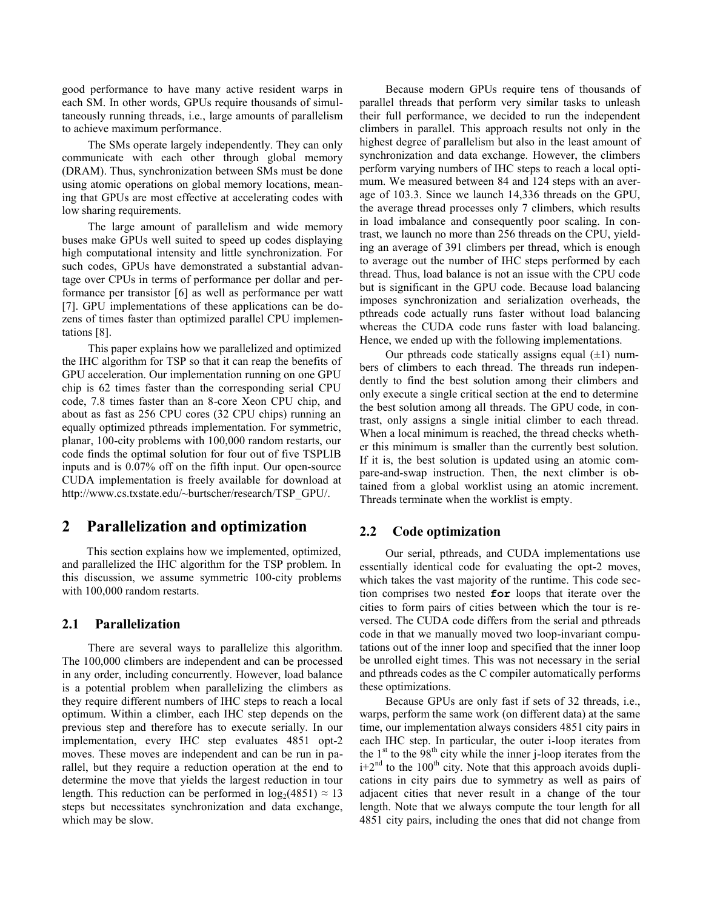good performance to have many active resident warps in each SM. In other words, GPUs require thousands of simultaneously running threads, i.e., large amounts of parallelism to achieve maximum performance.

The SMs operate largely independently. They can only communicate with each other through global memory (DRAM). Thus, synchronization between SMs must be done using atomic operations on global memory locations, meaning that GPUs are most effective at accelerating codes with low sharing requirements.

The large amount of parallelism and wide memory buses make GPUs well suited to speed up codes displaying high computational intensity and little synchronization. For such codes, GPUs have demonstrated a substantial advantage over CPUs in terms of performance per dollar and performance per transistor [6] as well as performance per watt [7]. GPU implementations of these applications can be dozens of times faster than optimized parallel CPU implementations [8].

This paper explains how we parallelized and optimized the IHC algorithm for TSP so that it can reap the benefits of GPU acceleration. Our implementation running on one GPU chip is 62 times faster than the corresponding serial CPU code, 7.8 times faster than an 8-core Xeon CPU chip, and about as fast as 256 CPU cores (32 CPU chips) running an equally optimized pthreads implementation. For symmetric, planar, 100-city problems with 100,000 random restarts, our code finds the optimal solution for four out of five TSPLIB inputs and is 0.07% off on the fifth input. Our open-source CUDA implementation is freely available for download at http://www.cs.txstate.edu/~burtscher/research/TSP_GPU/.

## 2 Parallelization and optimization

This section explains how we implemented, optimized, and parallelized the IHC algorithm for the TSP problem. In this discussion, we assume symmetric 100-city problems with 100,000 random restarts.

### 2.1 Parallelization

There are several ways to parallelize this algorithm. The 100,000 climbers are independent and can be processed in any order, including concurrently. However, load balance is a potential problem when parallelizing the climbers as they require different numbers of IHC steps to reach a local optimum. Within a climber, each IHC step depends on the previous step and therefore has to execute serially. In our implementation, every IHC step evaluates 4851 opt-2 moves. These moves are independent and can be run in parallel, but they require a reduction operation at the end to determine the move that yields the largest reduction in tour length. This reduction can be performed in $\log_2(4851) \approx 13$ steps but necessitates synchronization and data exchange, which may be slow.

Because modern GPUs require tens of thousands of parallel threads that perform very similar tasks to unleash their full performance, we decided to run the independent climbers in parallel. This approach results not only in the highest degree of parallelism but also in the least amount of synchronization and data exchange. However, the climbers perform varying numbers of IHC steps to reach a local optimum. We measured between 84 and 124 steps with an average of 103.3. Since we launch 14,336 threads on the GPU, the average thread processes only 7 climbers, which results in load imbalance and consequently poor scaling. In contrast, we launch no more than 256 threads on the CPU, yielding an average of 391 climbers per thread, which is enough to average out the number of IHC steps performed by each thread. Thus, load balance is not an issue with the CPU code but is significant in the GPU code. Because load balancing imposes synchronization and serialization overheads, the pthreads code actually runs faster without load balancing whereas the CUDA code runs faster with load balancing. Hence, we ended up with the following implementations.

Our pthreads code statically assigns equal (±1) numbers of climbers to each thread. The threads run independently to find the best solution among their climbers and only execute a single critical section at the end to determine the best solution among all threads. The GPU code, in contrast, only assigns a single initial climber to each thread. When a local minimum is reached, the thread checks whether this minimum is smaller than the currently best solution. If it is, the best solution is updated using an atomic compare-and-swap instruction. Then, the next climber is obtained from a global worklist using an atomic increment. Threads terminate when the worklist is empty.

### 2.2 Code optimization

Our serial, pthreads, and CUDA implementations use essentially identical code for evaluating the opt-2 moves, which takes the vast majority of the runtime. This code section comprises two nested **`for`** loops that iterate over the cities to form pairs of cities between which the tour is reversed. The CUDA code differs from the serial and pthreads code in that we manually moved two loop-invariant computations out of the inner loop and specified that the inner loop be unrolled eight times. This was not necessary in the serial and pthreads codes as the C compiler automatically performs these optimizations.

Because GPUs are only fast if sets of 32 threads, i.e., warps, perform the same work (on different data) at the same time, our implementation always considers 4851 city pairs in each IHC step. In particular, the outer i-loop iterates from the 1st to the 98th city while the inner j-loop iterates from the i+2nd to the 100th city. Note that this approach avoids duplications in city pairs due to symmetry as well as pairs of adjacent cities that never result in a change of the tour length. Note that we always compute the tour length for all 4851 city pairs, including the ones that did not change from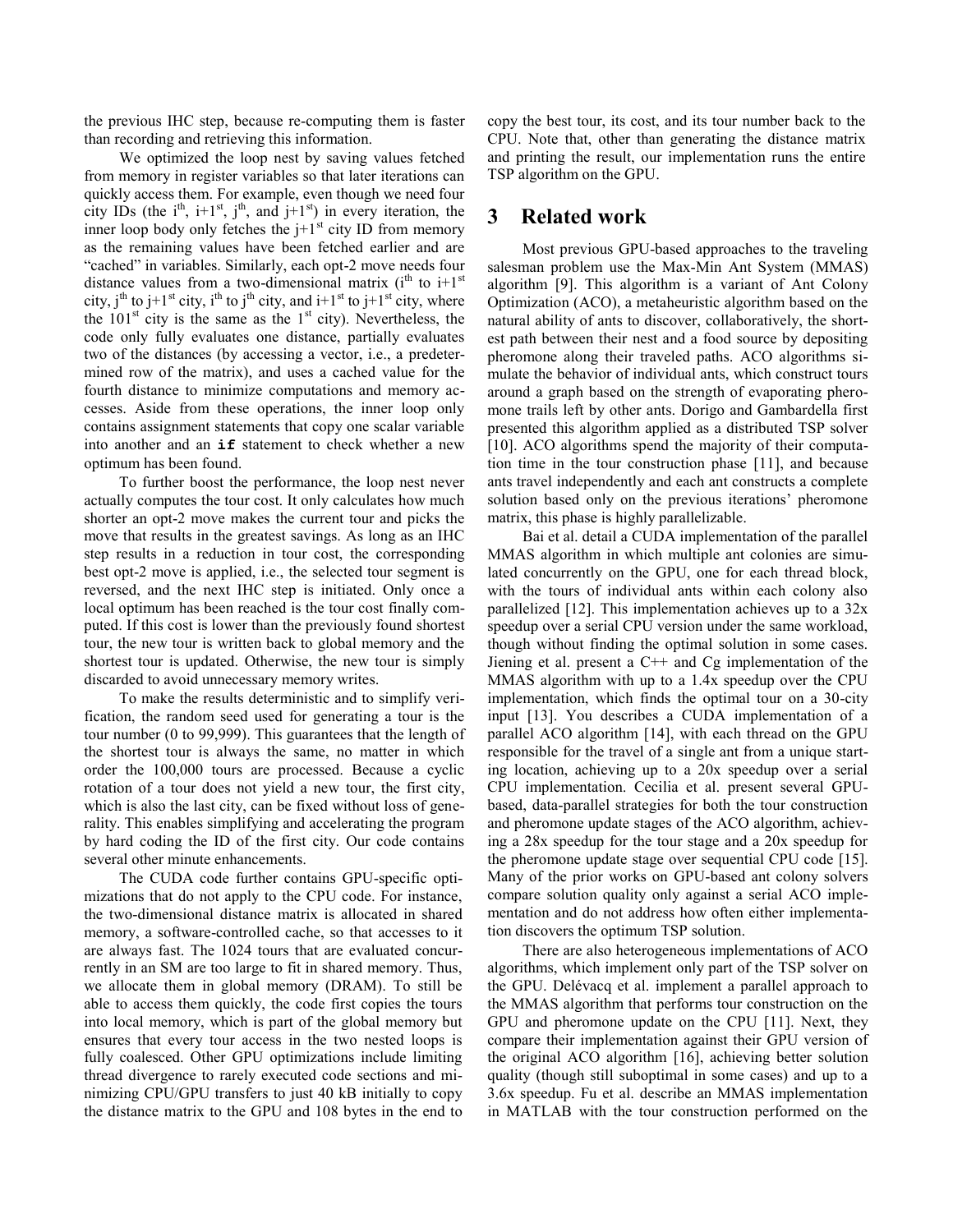the previous IHC step, because re-computing them is faster than recording and retrieving this information.

We optimized the loop nest by saving values fetched from memory in register variables so that later iterations can quickly access them. For example, even though we need four city IDs (the $i^{th}$, $i+1^{st}$, $j^{th}$, and $j+1^{st}$) in every iteration, the inner loop body only fetches the $j+1^{st}$ city ID from memory as the remaining values have been fetched earlier and are "cached" in variables. Similarly, each opt-2 move needs four distance values from a two-dimensional matrix ($i^{th}$ to $i+1^{st}$ city, $j^{th}$ to $j+1^{st}$ city, $i^{th}$ to $j^{th}$ city, and $i+1^{st}$ to $j+1^{st}$ city, where the $101^{st}$ city is the same as the $1^{st}$ city). Nevertheless, the code only fully evaluates one distance, partially evaluates two of the distances (by accessing a vector, i.e., a predetermined row of the matrix), and uses a cached value for the fourth distance to minimize computations and memory accesses. Aside from these operations, the inner loop only contains assignment statements that copy one scalar variable into another and an **`if`** statement to check whether a new optimum has been found.

To further boost the performance, the loop nest never actually computes the tour cost. It only calculates how much shorter an opt-2 move makes the current tour and picks the move that results in the greatest savings. As long as an IHC step results in a reduction in tour cost, the corresponding best opt-2 move is applied, i.e., the selected tour segment is reversed, and the next IHC step is initiated. Only once a local optimum has been reached is the tour cost finally computed. If this cost is lower than the previously found shortest tour, the new tour is written back to global memory and the shortest tour is updated. Otherwise, the new tour is simply discarded to avoid unnecessary memory writes.

To make the results deterministic and to simplify verification, the random seed used for generating a tour is the tour number (0 to 99,999). This guarantees that the length of the shortest tour is always the same, no matter in which order the 100,000 tours are processed. Because a cyclic rotation of a tour does not yield a new tour, the first city, which is also the last city, can be fixed without loss of generality. This enables simplifying and accelerating the program by hard coding the ID of the first city. Our code contains several other minute enhancements.

The CUDA code further contains GPU-specific optimizations that do not apply to the CPU code. For instance, the two-dimensional distance matrix is allocated in shared memory, a software-controlled cache, so that accesses to it are always fast. The 1024 tours that are evaluated concurrently in an SM are too large to fit in shared memory. Thus, we allocate them in global memory (DRAM). To still be able to access them quickly, the code first copies the tours into local memory, which is part of the global memory but ensures that every tour access in the two nested loops is fully coalesced. Other GPU optimizations include limiting thread divergence to rarely executed code sections and minimizing CPU/GPU transfers to just 40 kB initially to copy the distance matrix to the GPU and 108 bytes in the end to copy the best tour, its cost, and its tour number back to the CPU. Note that, other than generating the distance matrix and printing the result, our implementation runs the entire TSP algorithm on the GPU.

# 3 Related work

Most previous GPU-based approaches to the traveling salesman problem use the Max-Min Ant System (MMAS) algorithm [9]. This algorithm is a variant of Ant Colony Optimization (ACO), a metaheuristic algorithm based on the natural ability of ants to discover, collaboratively, the shortest path between their nest and a food source by depositing pheromone along their traveled paths. ACO algorithms simulate the behavior of individual ants, which construct tours around a graph based on the strength of evaporating pheromone trails left by other ants. Dorigo and Gambardella first presented this algorithm applied as a distributed TSP solver [10]. ACO algorithms spend the majority of their computation time in the tour construction phase [11], and because ants travel independently and each ant constructs a complete solution based only on the previous iterations' pheromone matrix, this phase is highly parallelizable.

Bai et al. detail a CUDA implementation of the parallel MMAS algorithm in which multiple ant colonies are simulated concurrently on the GPU, one for each thread block, with the tours of individual ants within each colony also parallelized [12]. This implementation achieves up to a 32x speedup over a serial CPU version under the same workload, though without finding the optimal solution in some cases. Jiening et al. present a C++ and Cg implementation of the MMAS algorithm with up to a 1.4x speedup over the CPU implementation, which finds the optimal tour on a 30-city input [13]. You describes a CUDA implementation of a parallel ACO algorithm [14], with each thread on the GPU responsible for the travel of a single ant from a unique starting location, achieving up to a 20x speedup over a serial CPU implementation. Cecilia et al. present several GPU-based, data-parallel strategies for both the tour construction and pheromone update stages of the ACO algorithm, achieving a 28x speedup for the tour stage and a 20x speedup for the pheromone update stage over sequential CPU code [15]. Many of the prior works on GPU-based ant colony solvers compare solution quality only against a serial ACO implementation and do not address how often either implementation discovers the optimum TSP solution.

There are also heterogeneous implementations of ACO algorithms, which implement only part of the TSP solver on the GPU. Delévacq et al. implement a parallel approach to the MMAS algorithm that performs tour construction on the GPU and pheromone update on the CPU [11]. Next, they compare their implementation against their GPU version of the original ACO algorithm [16], achieving better solution quality (though still suboptimal in some cases) and up to a 3.6x speedup. Fu et al. describe an MMAS implementation in MATLAB with the tour construction performed on the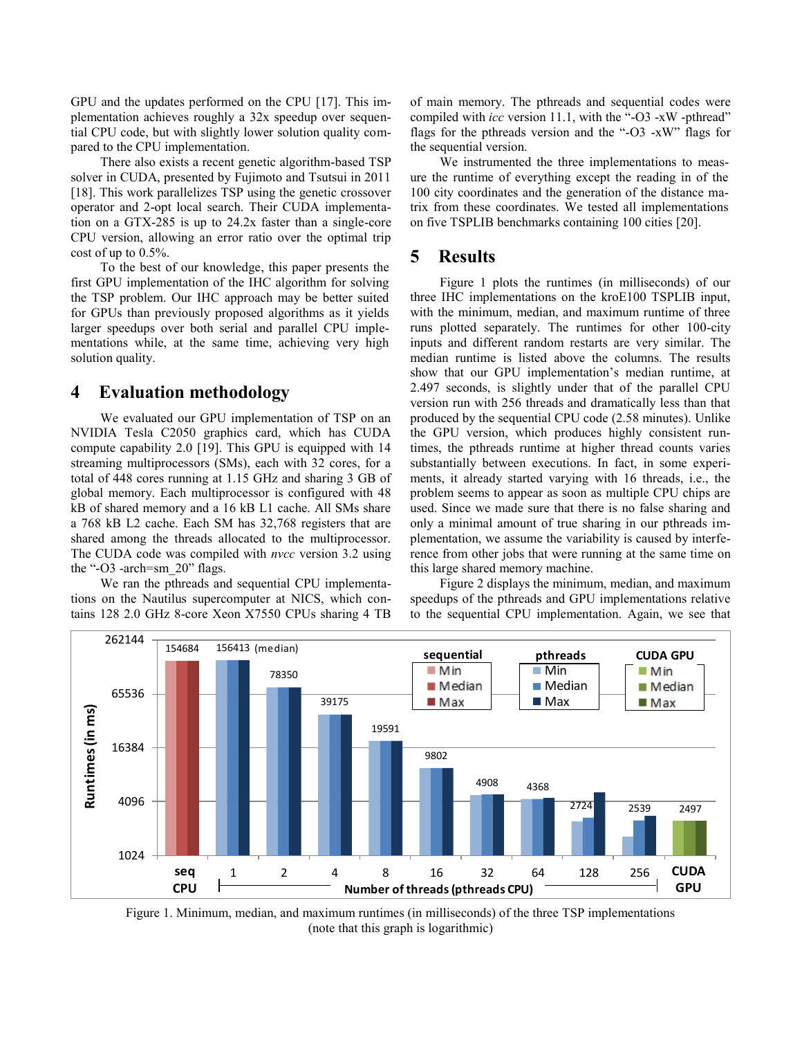GPU and the updates performed on the CPU [17]. This implementation achieves roughly a 32x speedup over sequential CPU code, but with slightly lower solution quality compared to the CPU implementation.

There also exists a recent genetic algorithm-based TSP solver in CUDA, presented by Fujimoto and Tsutsui in 2011 [18]. This work parallelizes TSP using the genetic crossover operator and 2-opt local search. Their CUDA implementation on a GTX-285 is up to 24.2x faster than a single-core CPU version, allowing an error ratio over the optimal trip cost of up to 0.5%.

To the best of our knowledge, this paper presents the first GPU implementation of the IHC algorithm for solving the TSP problem. Our IHC approach may be better suited for GPUs than previously proposed algorithms as it yields larger speedups over both serial and parallel CPU implementations while, at the same time, achieving very high solution quality.

## 4 Evaluation methodology

We evaluated our GPU implementation of TSP on an NVIDIA Tesla C2050 graphics card, which has CUDA compute capability 2.0 [19]. This GPU is equipped with 14 streaming multiprocessors (SMs), each with 32 cores, for a total of 448 cores running at 1.15 GHz and sharing 3 GB of global memory. Each multiprocessor is configured with 48 kB of shared memory and a 16 kB L1 cache. All SMs share a 768 kB L2 cache. Each SM has 32,768 registers that are shared among the threads allocated to the multiprocessor. The CUDA code was compiled with *nvcc* version 3.2 using the "-O3 -arch=sm_20" flags.

We ran the pthreads and sequential CPU implementations on the Nautilus supercomputer at NICS, which contains 128 2.0 GHz 8-core Xeon X7550 CPUs sharing 4 TB of main memory. The pthreads and sequential codes were compiled with *icc* version 11.1, with the "-O3 -xW -pthread" flags for the pthreads version and the "-O3 -xW" flags for the sequential version.

We instrumented the three implementations to measure the runtime of everything except the reading in of the 100 city coordinates and the generation of the distance matrix from these coordinates. We tested all implementations on five TSPLIB benchmarks containing 100 cities [20].

## 5 Results

Figure 1 plots the runtimes (in milliseconds) of our three IHC implementations on the kroE100 TSPLIB input, with the minimum, median, and maximum runtime of three runs plotted separately. The runtimes for other 100-city inputs and different random restarts are very similar. The median runtime is listed above the columns. The results show that our GPU implementation's median runtime, at 2.497 seconds, is slightly under that of the parallel CPU version run with 256 threads and dramatically less than that produced by the sequential CPU code (2.58 minutes). Unlike the GPU version, which produces highly consistent runtimes, the pthreads runtime at higher thread counts varies substantially between executions. In fact, in some experiments, it already started varying with 16 threads, i.e., the problem seems to appear as soon as multiple CPU chips are used. Since we made sure that there is no false sharing and only a minimal amount of true sharing in our pthreads implementation, we assume the variability is caused by interference from other jobs that were running at the same time on this large shared memory machine.

Figure 2 displays the minimum, median, and maximum speedups of the pthreads and GPU implementations relative to the sequential CPU implementation. Again, we see that

Figure 1. Minimum, median, and maximum runtimes (in milliseconds) of the three TSP implementations (note that this graph is logarithmic)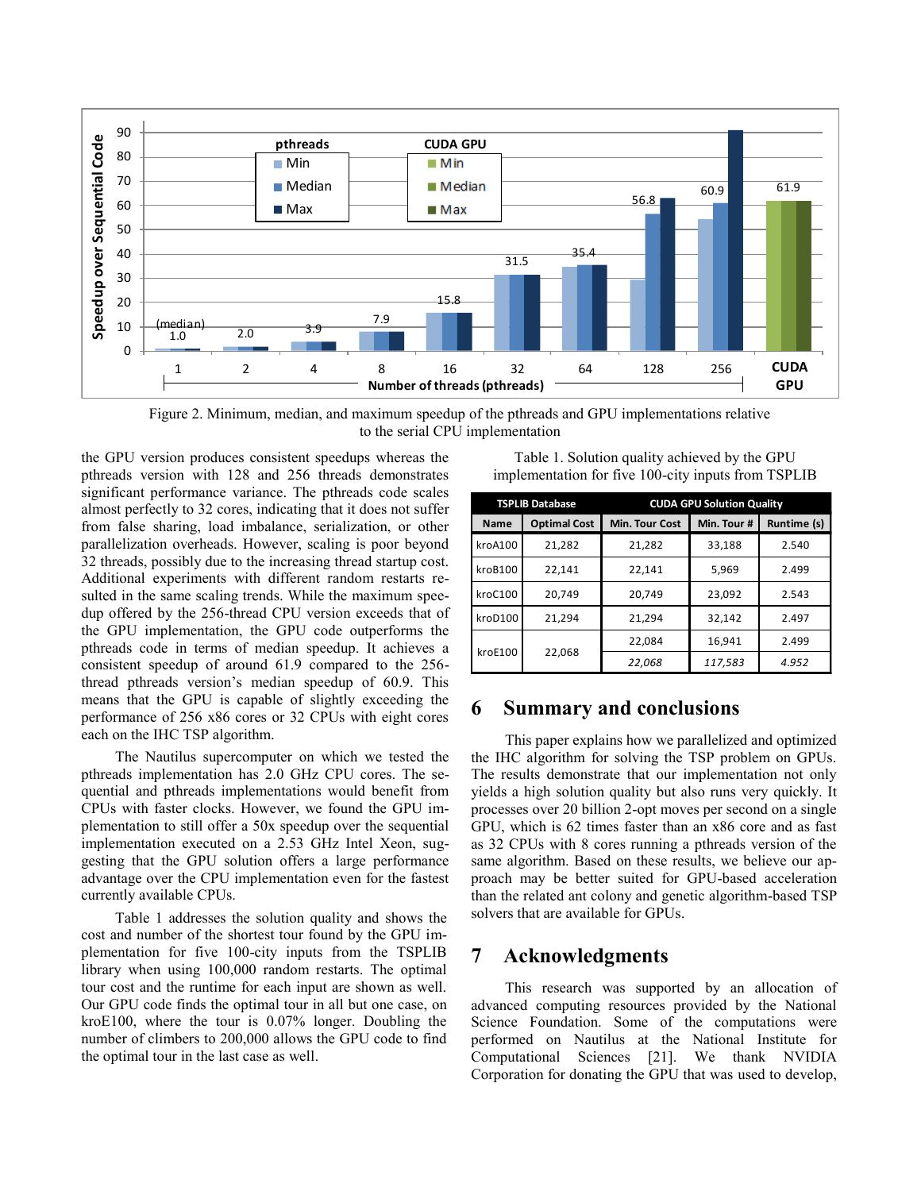Figure 2. Minimum, median, and maximum speedup of the pthreads and GPU implementations relative to the serial CPU implementation

the GPU version produces consistent speedups whereas the pthreads version with 128 and 256 threads demonstrates significant performance variance. The pthreads code scales almost perfectly to 32 cores, indicating that it does not suffer from false sharing, load imbalance, serialization, or other parallelization overheads. However, scaling is poor beyond 32 threads, possibly due to the increasing thread startup cost. Additional experiments with different random restarts resulted in the same scaling trends. While the maximum speedup offered by the 256-thread CPU version exceeds that of the GPU implementation, the GPU code outperforms the pthreads code in terms of median speedup. It achieves a consistent speedup of around 61.9 compared to the 256-thread pthreads version's median speedup of 60.9. This means that the GPU is capable of slightly exceeding the performance of 256 x86 cores or 32 CPUs with eight cores each on the IHC TSP algorithm.

The Nautilus supercomputer on which we tested the pthreads implementation has 2.0 GHz CPU cores. The sequential and pthreads implementations would benefit from CPUs with faster clocks. However, we found the GPU implementation to still offer a 50x speedup over the sequential implementation executed on a 2.53 GHz Intel Xeon, suggesting that the GPU solution offers a large performance advantage over the CPU implementation even for the fastest currently available CPUs.

Table 1 addresses the solution quality and shows the cost and number of the shortest tour found by the GPU implementation for five 100-city inputs from the TSPLIB library when using 100,000 random restarts. The optimal tour cost and the runtime for each input are shown as well. Our GPU code finds the optimal tour in all but one case, on kroE100, where the tour is 0.07% longer. Doubling the number of climbers to 200,000 allows the GPU code to find the optimal tour in the last case as well.

Table 1. Solution quality achieved by the GPU implementation for five 100-city inputs from TSPLIB

| TSPLIB Database | | CUDA GPU Solution Quality | | |
|---|---|---|---|---|
| Name | Optimal Cost | Min. Tour Cost | Min. Tour # | Runtime (s) |
| kroA100 | 21,282 | 21,282 | 33,188 | 2.540 |
| kroB100 | 22,141 | 22,141 | 5,969 | 2.499 |
| kroC100 | 20,749 | 20,749 | 23,092 | 2.543 |
| kroD100 | 21,294 | 21,294 | 32,142 | 2.497 |
| kroE100 | 22,068 | 22,084 | 16,941 | 2.499 |
| | | *22,068* | *117,583* | *4.952* |

## 6 Summary and conclusions

This paper explains how we parallelized and optimized the IHC algorithm for solving the TSP problem on GPUs. The results demonstrate that our implementation not only yields a high solution quality but also runs very quickly. It processes over 20 billion 2-opt moves per second on a single GPU, which is 62 times faster than an x86 core and as fast as 32 CPUs with 8 cores running a pthreads version of the same algorithm. Based on these results, we believe our approach may be better suited for GPU-based acceleration than the related ant colony and genetic algorithm-based TSP solvers that are available for GPUs.

## 7 Acknowledgments

This research was supported by an allocation of advanced computing resources provided by the National Science Foundation. Some of the computations were performed on Nautilus at the National Institute for Computational Sciences [21]. We thank NVIDIA Corporation for donating the GPU that was used to develop,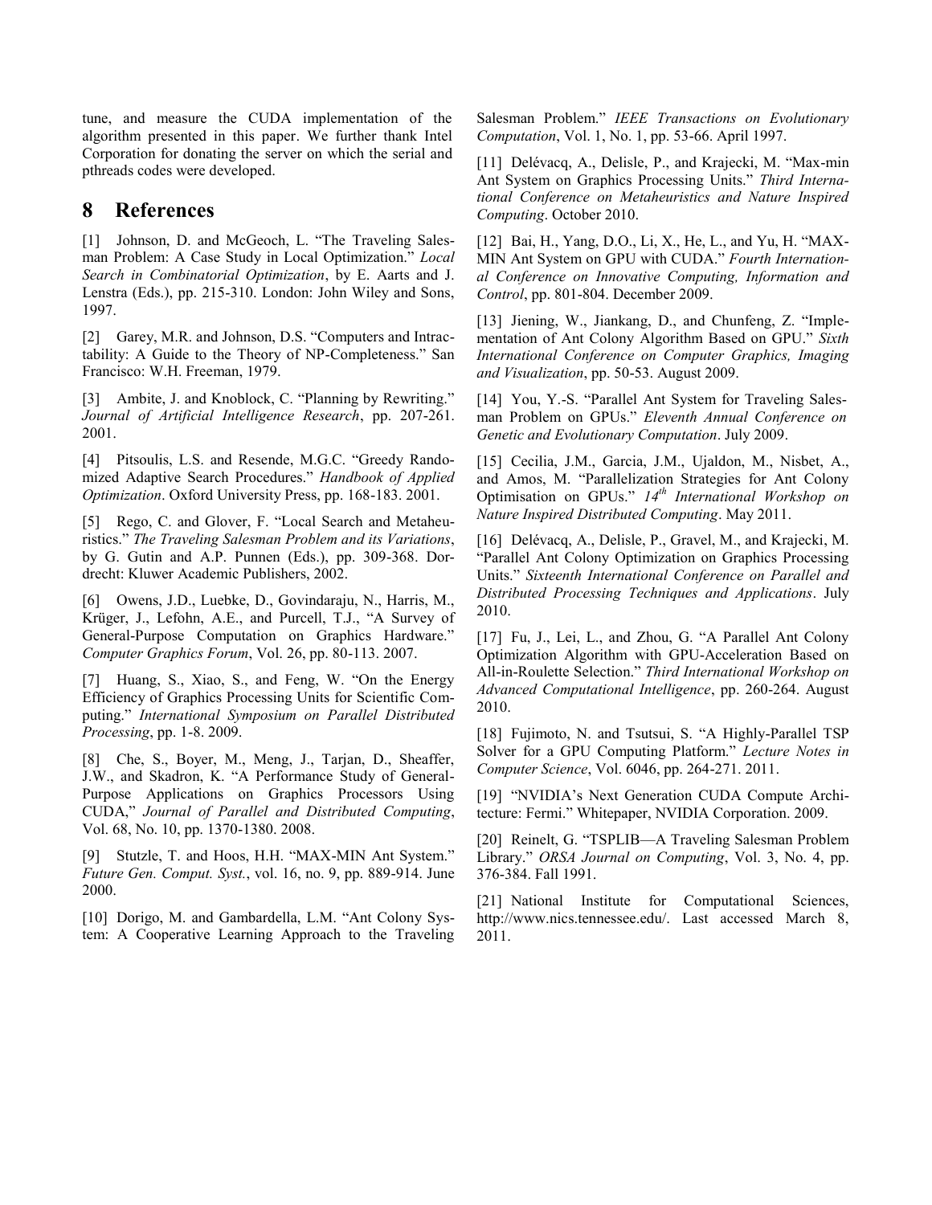tune, and measure the CUDA implementation of the algorithm presented in this paper. We further thank Intel Corporation for donating the server on which the serial and pthreads codes were developed.

## 8 References

[1] Johnson, D. and McGeoch, L. "The Traveling Salesman Problem: A Case Study in Local Optimization." *Local Search in Combinatorial Optimization*, by E. Aarts and J. Lenstra (Eds.), pp. 215-310. London: John Wiley and Sons, 1997.

[2] Garey, M.R. and Johnson, D.S. "Computers and Intractability: A Guide to the Theory of NP-Completeness." San Francisco: W.H. Freeman, 1979.

[3] Ambite, J. and Knoblock, C. "Planning by Rewriting." *Journal of Artificial Intelligence Research*, pp. 207-261. 2001.

[4] Pitsoulis, L.S. and Resende, M.G.C. "Greedy Randomized Adaptive Search Procedures." *Handbook of Applied Optimization*. Oxford University Press, pp. 168-183. 2001.

[5] Rego, C. and Glover, F. "Local Search and Metaheuristics." *The Traveling Salesman Problem and its Variations*, by G. Gutin and A.P. Punnen (Eds.), pp. 309-368. Dordrecht: Kluwer Academic Publishers, 2002.

[6] Owens, J.D., Luebke, D., Govindaraju, N., Harris, M., Krüger, J., Lefohn, A.E., and Purcell, T.J., "A Survey of General-Purpose Computation on Graphics Hardware." *Computer Graphics Forum*, Vol. 26, pp. 80-113. 2007.

[7] Huang, S., Xiao, S., and Feng, W. "On the Energy Efficiency of Graphics Processing Units for Scientific Computing." *International Symposium on Parallel Distributed Processing*, pp. 1-8. 2009.

[8] Che, S., Boyer, M., Meng, J., Tarjan, D., Sheaffer, J.W., and Skadron, K. "A Performance Study of General-Purpose Applications on Graphics Processors Using CUDA," *Journal of Parallel and Distributed Computing*, Vol. 68, No. 10, pp. 1370-1380. 2008.

[9] Stutzle, T. and Hoos, H.H. "MAX-MIN Ant System." *Future Gen. Comput. Syst.*, vol. 16, no. 9, pp. 889-914. June 2000.

[10] Dorigo, M. and Gambardella, L.M. "Ant Colony System: A Cooperative Learning Approach to the Traveling Salesman Problem." *IEEE Transactions on Evolutionary Computation*, Vol. 1, No. 1, pp. 53-66. April 1997.

[11] Delévacq, A., Delisle, P., and Krajecki, M. "Max-min Ant System on Graphics Processing Units." *Third International Conference on Metaheuristics and Nature Inspired Computing*. October 2010.

[12] Bai, H., Yang, D.O., Li, X., He, L., and Yu, H. "MAX-MIN Ant System on GPU with CUDA." *Fourth International Conference on Innovative Computing, Information and Control*, pp. 801-804. December 2009.

[13] Jiening, W., Jiankang, D., and Chunfeng, Z. "Implementation of Ant Colony Algorithm Based on GPU." *Sixth International Conference on Computer Graphics, Imaging and Visualization*, pp. 50-53. August 2009.

[14] You, Y.-S. "Parallel Ant System for Traveling Salesman Problem on GPUs." *Eleventh Annual Conference on Genetic and Evolutionary Computation*. July 2009.

[15] Cecilia, J.M., Garcia, J.M., Ujaldon, M., Nisbet, A., and Amos, M. "Parallelization Strategies for Ant Colony Optimisation on GPUs." *14th International Workshop on Nature Inspired Distributed Computing*. May 2011.

[16] Delévacq, A., Delisle, P., Gravel, M., and Krajecki, M. "Parallel Ant Colony Optimization on Graphics Processing Units." *Sixteenth International Conference on Parallel and Distributed Processing Techniques and Applications*. July 2010.

[17] Fu, J., Lei, L., and Zhou, G. "A Parallel Ant Colony Optimization Algorithm with GPU-Acceleration Based on All-in-Roulette Selection." *Third International Workshop on Advanced Computational Intelligence*, pp. 260-264. August 2010.

[18] Fujimoto, N. and Tsutsui, S. "A Highly-Parallel TSP Solver for a GPU Computing Platform." *Lecture Notes in Computer Science*, Vol. 6046, pp. 264-271. 2011.

[19] "NVIDIA's Next Generation CUDA Compute Architecture: Fermi." Whitepaper, NVIDIA Corporation. 2009.

[20] Reinelt, G. "TSPLIB—A Traveling Salesman Problem Library." *ORSA Journal on Computing*, Vol. 3, No. 4, pp. 376-384. Fall 1991.

[21] National Institute for Computational Sciences, http://www.nics.tennessee.edu/. Last accessed March 8, 2011.